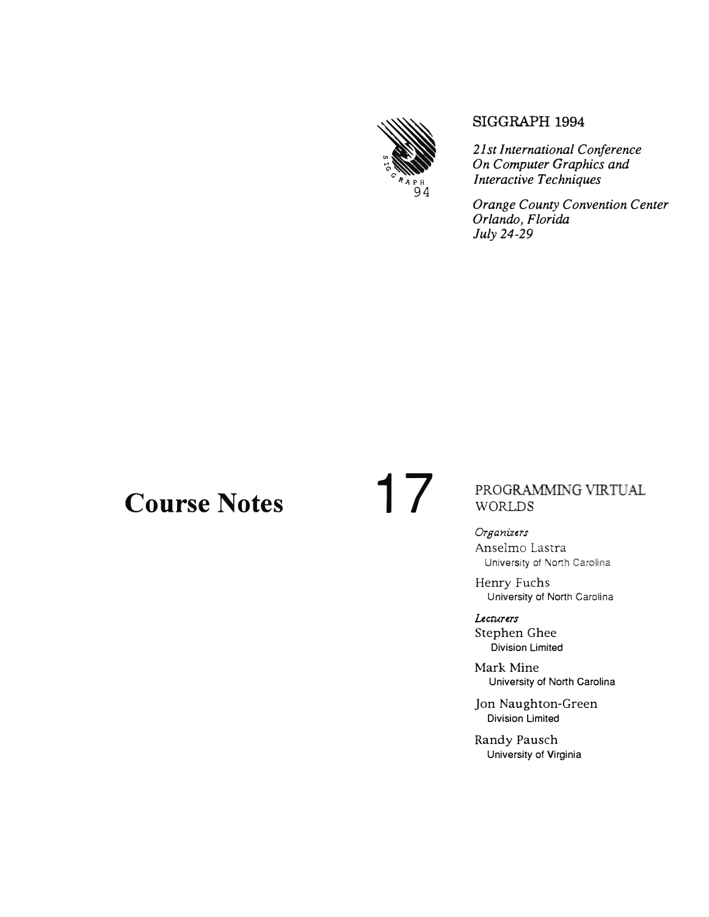SIGGRAPH 1994

*21st International Conference On Computer Graphics and Interactive Techniques*

*Orange County Convention Center Orlando, Florida July 24-29*

# Course Notes 17

## PROGRAMMING VIRTUAL WORLDS

*Organizers*

Anselmo Lastra
University of North Carolina

Henry Fuchs
University of North Carolina

*Lecturers*

Stephen Ghee
Division Limited

Mark Mine
University of North Carolina

Jon Naughton-Green
Division Limited

Randy Pausch
University of Virginia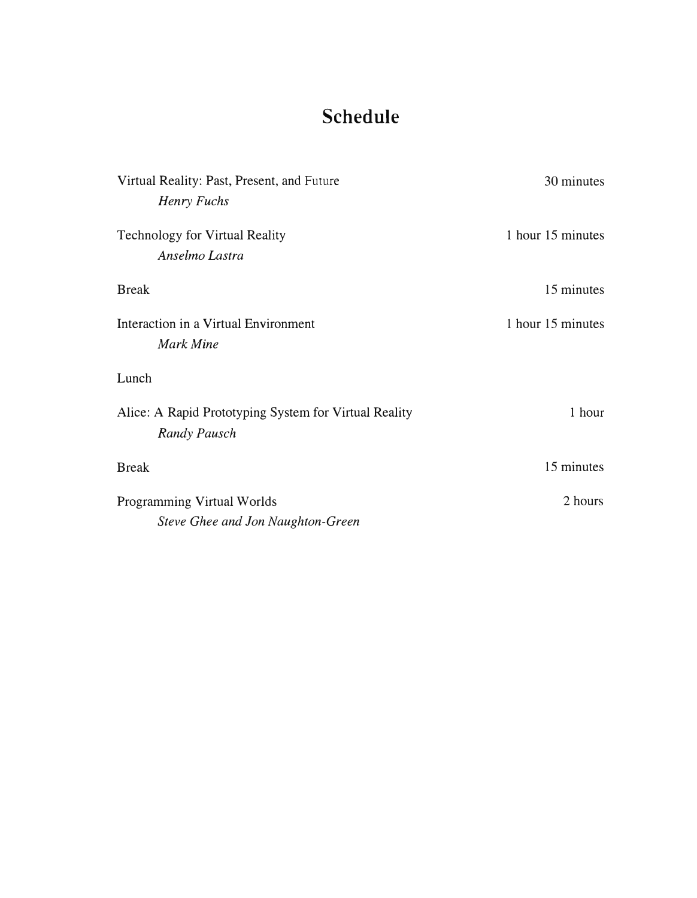# Schedule

| Session | Duration |
| --- | --- |
| Virtual Reality: Past, Present, and Future<br>*Henry Fuchs* | 30 minutes |
| Technology for Virtual Reality<br>*Anselmo Lastra* | 1 hour 15 minutes |
| Break | 15 minutes |
| Interaction in a Virtual Environment<br>*Mark Mine* | 1 hour 15 minutes |
| Lunch | |
| Alice: A Rapid Prototyping System for Virtual Reality<br>*Randy Pausch* | 1 hour |
| Break | 15 minutes |
| Programming Virtual Worlds<br>*Steve Ghee and Jon Naughton-Green* | 2 hours |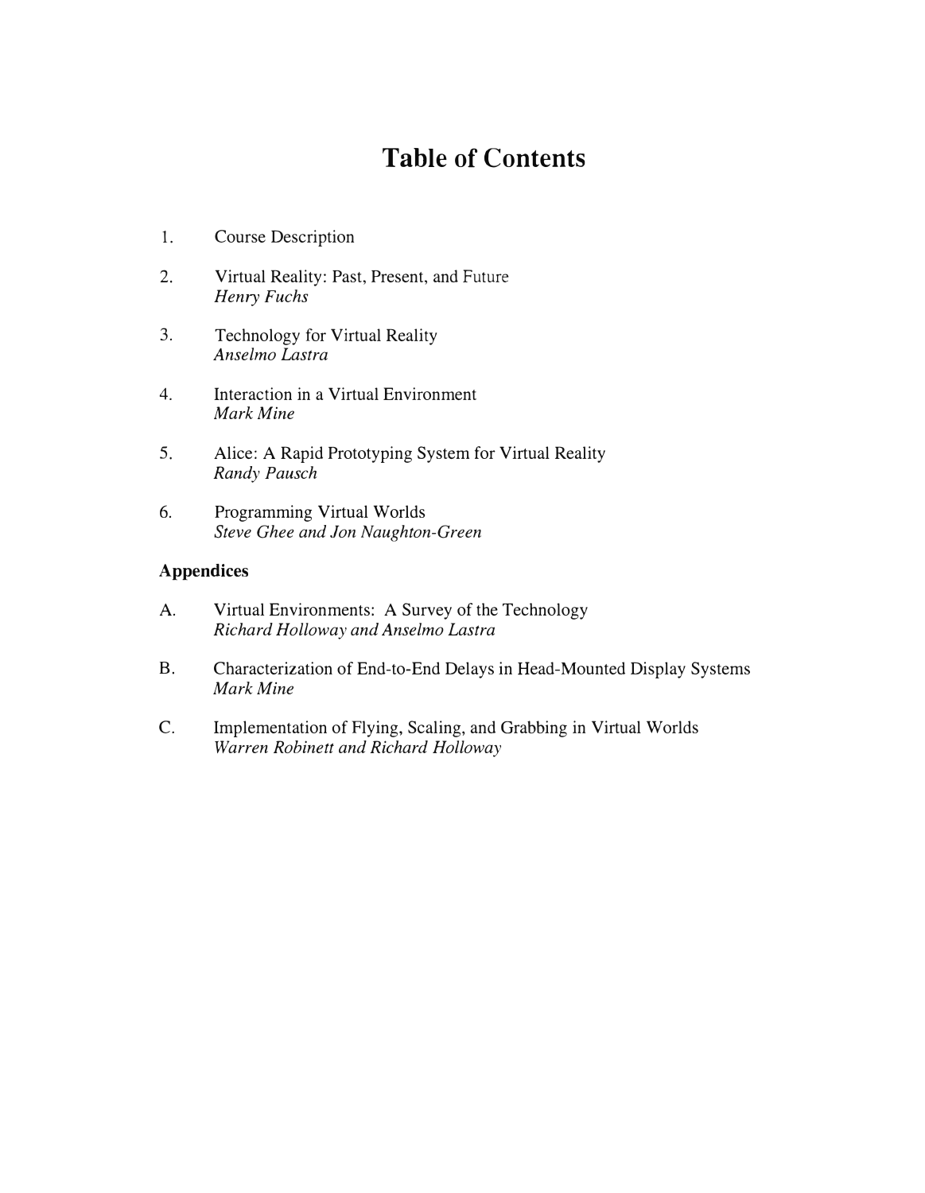# Table of Contents

1. Course Description

2. Virtual Reality: Past, Present, and Future
   *Henry Fuchs*

3. Technology for Virtual Reality
   *Anselmo Lastra*

4. Interaction in a Virtual Environment
   *Mark Mine*

5. Alice: A Rapid Prototyping System for Virtual Reality
   *Randy Pausch*

6. Programming Virtual Worlds
   *Steve Ghee and Jon Naughton-Green*

**Appendices**

A. Virtual Environments: A Survey of the Technology
   *Richard Holloway and Anselmo Lastra*

B. Characterization of End-to-End Delays in Head-Mounted Display Systems
   *Mark Mine*

C. Implementation of Flying, Scaling, and Grabbing in Virtual Worlds
   *Warren Robinett and Richard Holloway*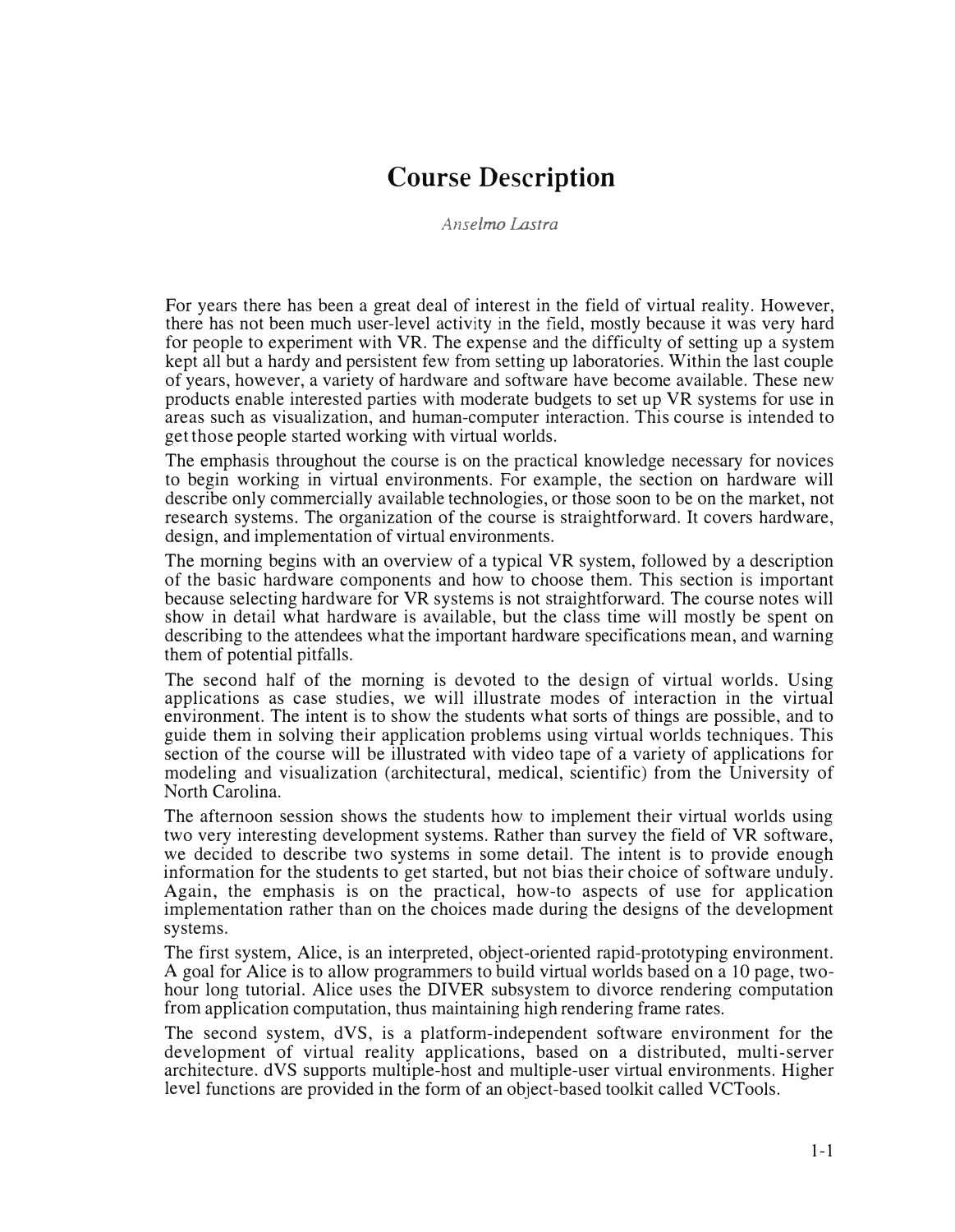# Course Description

*Anselmo Lastra*

For years there has been a great deal of interest in the field of virtual reality. However, there has not been much user-level activity in the field, mostly because it was very hard for people to experiment with VR. The expense and the difficulty of setting up a system kept all but a hardy and persistent few from setting up laboratories. Within the last couple of years, however, a variety of hardware and software have become available. These new products enable interested parties with moderate budgets to set up VR systems for use in areas such as visualization, and human-computer interaction. This course is intended to get those people started working with virtual worlds.

The emphasis throughout the course is on the practical knowledge necessary for novices to begin working in virtual environments. For example, the section on hardware will describe only commercially available technologies, or those soon to be on the market, not research systems. The organization of the course is straightforward. It covers hardware, design, and implementation of virtual environments.

The morning begins with an overview of a typical VR system, followed by a description of the basic hardware components and how to choose them. This section is important because selecting hardware for VR systems is not straightforward. The course notes will show in detail what hardware is available, but the class time will mostly be spent on describing to the attendees what the important hardware specifications mean, and warning them of potential pitfalls.

The second half of the morning is devoted to the design of virtual worlds. Using applications as case studies, we will illustrate modes of interaction in the virtual environment. The intent is to show the students what sorts of things are possible, and to guide them in solving their application problems using virtual worlds techniques. This section of the course will be illustrated with video tape of a variety of applications for modeling and visualization (architectural, medical, scientific) from the University of North Carolina.

The afternoon session shows the students how to implement their virtual worlds using two very interesting development systems. Rather than survey the field of VR software, we decided to describe two systems in some detail. The intent is to provide enough information for the students to get started, but not bias their choice of software unduly. Again, the emphasis is on the practical, how-to aspects of use for application implementation rather than on the choices made during the designs of the development systems.

The first system, Alice, is an interpreted, object-oriented rapid-prototyping environment. A goal for Alice is to allow programmers to build virtual worlds based on a 10 page, two-hour long tutorial. Alice uses the DIVER subsystem to divorce rendering computation from application computation, thus maintaining high rendering frame rates.

The second system, dVS, is a platform-independent software environment for the development of virtual reality applications, based on a distributed, multi-server architecture. dVS supports multiple-host and multiple-user virtual environments. Higher level functions are provided in the form of an object-based toolkit called VCTools.